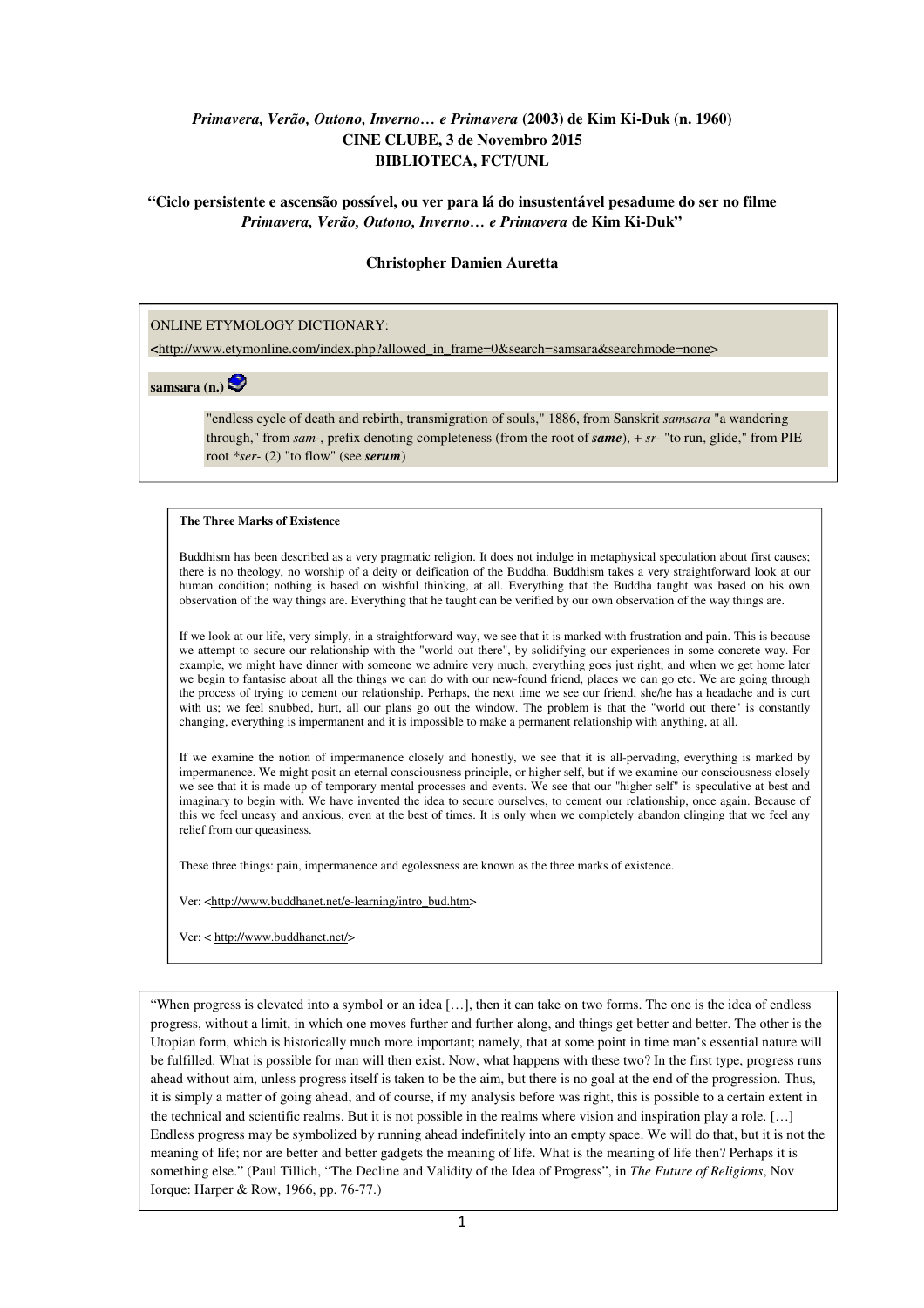*Primavera, Verão, Outono, Inverno… e Primavera* **(2003) de Kim Ki-Duk (n. 1960)**
**CINE CLUBE, 3 de Novembro 2015**
**BIBLIOTECA, FCT/UNL**

**"Ciclo persistente e ascensão possível, ou ver para lá do insustentável pesadume do ser no filme *Primavera, Verão, Outono, Inverno… e Primavera* de Kim Ki-Duk"**

**Christopher Damien Auretta**

ONLINE ETYMOLOGY DICTIONARY:

<http://www.etymonline.com/index.php?allowed_in_frame=0&search=samsara&searchmode=none>

**samsara (n.)**

"endless cycle of death and rebirth, transmigration of souls," 1886, from Sanskrit *samsara* "a wandering through," from *sam-*, prefix denoting completeness (from the root of ***same***), + *sr-* "to run, glide," from PIE root *\*ser-* (2) "to flow" (see ***serum***)

**The Three Marks of Existence**

Buddhism has been described as a very pragmatic religion. It does not indulge in metaphysical speculation about first causes; there is no theology, no worship of a deity or deification of the Buddha. Buddhism takes a very straightforward look at our human condition; nothing is based on wishful thinking, at all. Everything that the Buddha taught was based on his own observation of the way things are. Everything that he taught can be verified by our own observation of the way things are.

If we look at our life, very simply, in a straightforward way, we see that it is marked with frustration and pain. This is because we attempt to secure our relationship with the "world out there", by solidifying our experiences in some concrete way. For example, we might have dinner with someone we admire very much, everything goes just right, and when we get home later we begin to fantasise about all the things we can do with our new-found friend, places we can go etc. We are going through the process of trying to cement our relationship. Perhaps, the next time we see our friend, she/he has a headache and is curt with us; we feel snubbed, hurt, all our plans go out the window. The problem is that the "world out there" is constantly changing, everything is impermanent and it is impossible to make a permanent relationship with anything, at all.

If we examine the notion of impermanence closely and honestly, we see that it is all-pervading, everything is marked by impermanence. We might posit an eternal consciousness principle, or higher self, but if we examine our consciousness closely we see that it is made up of temporary mental processes and events. We see that our "higher self" is speculative at best and imaginary to begin with. We have invented the idea to secure ourselves, to cement our relationship, once again. Because of this we feel uneasy and anxious, even at the best of times. It is only when we completely abandon clinging that we feel any relief from our queasiness.

These three things: pain, impermanence and egolessness are known as the three marks of existence.

Ver: <http://www.buddhanet.net/e-learning/intro_bud.htm>

Ver: < http://www.buddhanet.net/>

"When progress is elevated into a symbol or an idea […], then it can take on two forms. The one is the idea of endless progress, without a limit, in which one moves further and further along, and things get better and better. The other is the Utopian form, which is historically much more important; namely, that at some point in time man's essential nature will be fulfilled. What is possible for man will then exist. Now, what happens with these two? In the first type, progress runs ahead without aim, unless progress itself is taken to be the aim, but there is no goal at the end of the progression. Thus, it is simply a matter of going ahead, and of course, if my analysis before was right, this is possible to a certain extent in the technical and scientific realms. But it is not possible in the realms where vision and inspiration play a role. […] Endless progress may be symbolized by running ahead indefinitely into an empty space. We will do that, but it is not the meaning of life; nor are better and better gadgets the meaning of life. What is the meaning of life then? Perhaps it is something else." (Paul Tillich, "The Decline and Validity of the Idea of Progress", in *The Future of Religions*, Nov Iorque: Harper & Row, 1966, pp. 76-77.)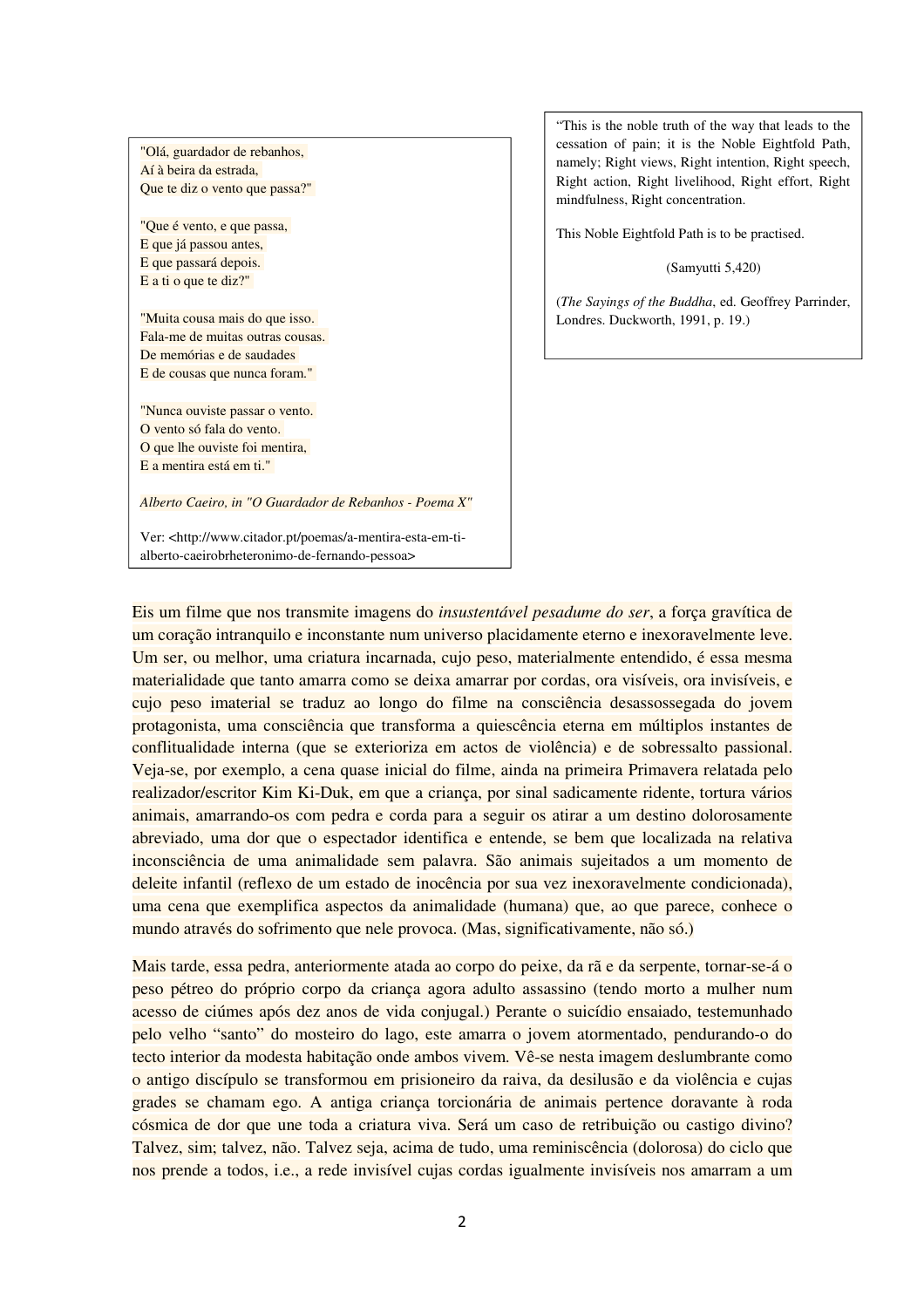"Olá, guardador de rebanhos,
Aí à beira da estrada,
Que te diz o vento que passa?"

"Que é vento, e que passa,
E que já passou antes,
E que passará depois.
E a ti o que te diz?"

"Muita cousa mais do que isso.
Fala-me de muitas outras cousas.
De memórias e de saudades
E de cousas que nunca foram."

"Nunca ouviste passar o vento.
O vento só fala do vento.
O que lhe ouviste foi mentira,
E a mentira está em ti."

*Alberto Caeiro, in "O Guardador de Rebanhos - Poema X"*

Ver: <http://www.citador.pt/poemas/a-mentira-esta-em-ti-alberto-caeirobrheteronimo-de-fernando-pessoa>

"This is the noble truth of the way that leads to the cessation of pain; it is the Noble Eightfold Path, namely; Right views, Right intention, Right speech, Right action, Right livelihood, Right effort, Right mindfulness, Right concentration.

This Noble Eightfold Path is to be practised.

(Samyutti 5,420)

(*The Sayings of the Buddha*, ed. Geoffrey Parrinder, Londres. Duckworth, 1991, p. 19.)

Eis um filme que nos transmite imagens do *insustentável pesadume do ser*, a força gravítica de um coração intranquilo e inconstante num universo placidamente eterno e inexoravelmente leve. Um ser, ou melhor, uma criatura incarnada, cujo peso, materialmente entendido, é essa mesma materialidade que tanto amarra como se deixa amarrar por cordas, ora visíveis, ora invisíveis, e cujo peso imaterial se traduz ao longo do filme na consciência desassossegada do jovem protagonista, uma consciência que transforma a quiescência eterna em múltiplos instantes de conflitualidade interna (que se exterioriza em actos de violência) e de sobressalto passional. Veja-se, por exemplo, a cena quase inicial do filme, ainda na primeira Primavera relatada pelo realizador/escritor Kim Ki-Duk, em que a criança, por sinal sadicamente ridente, tortura vários animais, amarrando-os com pedra e corda para a seguir os atirar a um destino dolorosamente abreviado, uma dor que o espectador identifica e entende, se bem que localizada na relativa inconsciência de uma animalidade sem palavra. São animais sujeitados a um momento de deleite infantil (reflexo de um estado de inocência por sua vez inexoravelmente condicionada), uma cena que exemplifica aspectos da animalidade (humana) que, ao que parece, conhece o mundo através do sofrimento que nele provoca. (Mas, significativamente, não só.)

Mais tarde, essa pedra, anteriormente atada ao corpo do peixe, da rã e da serpente, tornar-se-á o peso pétreo do próprio corpo da criança agora adulto assassino (tendo morto a mulher num acesso de ciúmes após dez anos de vida conjugal.) Perante o suicídio ensaiado, testemunhado pelo velho "santo" do mosteiro do lago, este amarra o jovem atormentado, pendurando-o do tecto interior da modesta habitação onde ambos vivem. Vê-se nesta imagem deslumbrante como o antigo discípulo se transformou em prisioneiro da raiva, da desilusão e da violência e cujas grades se chamam ego. A antiga criança torcionária de animais pertence doravante à roda cósmica de dor que une toda a criatura viva. Será um caso de retribuição ou castigo divino? Talvez, sim; talvez, não. Talvez seja, acima de tudo, uma reminiscência (dolorosa) do ciclo que nos prende a todos, i.e., a rede invisível cujas cordas igualmente invisíveis nos amarram a um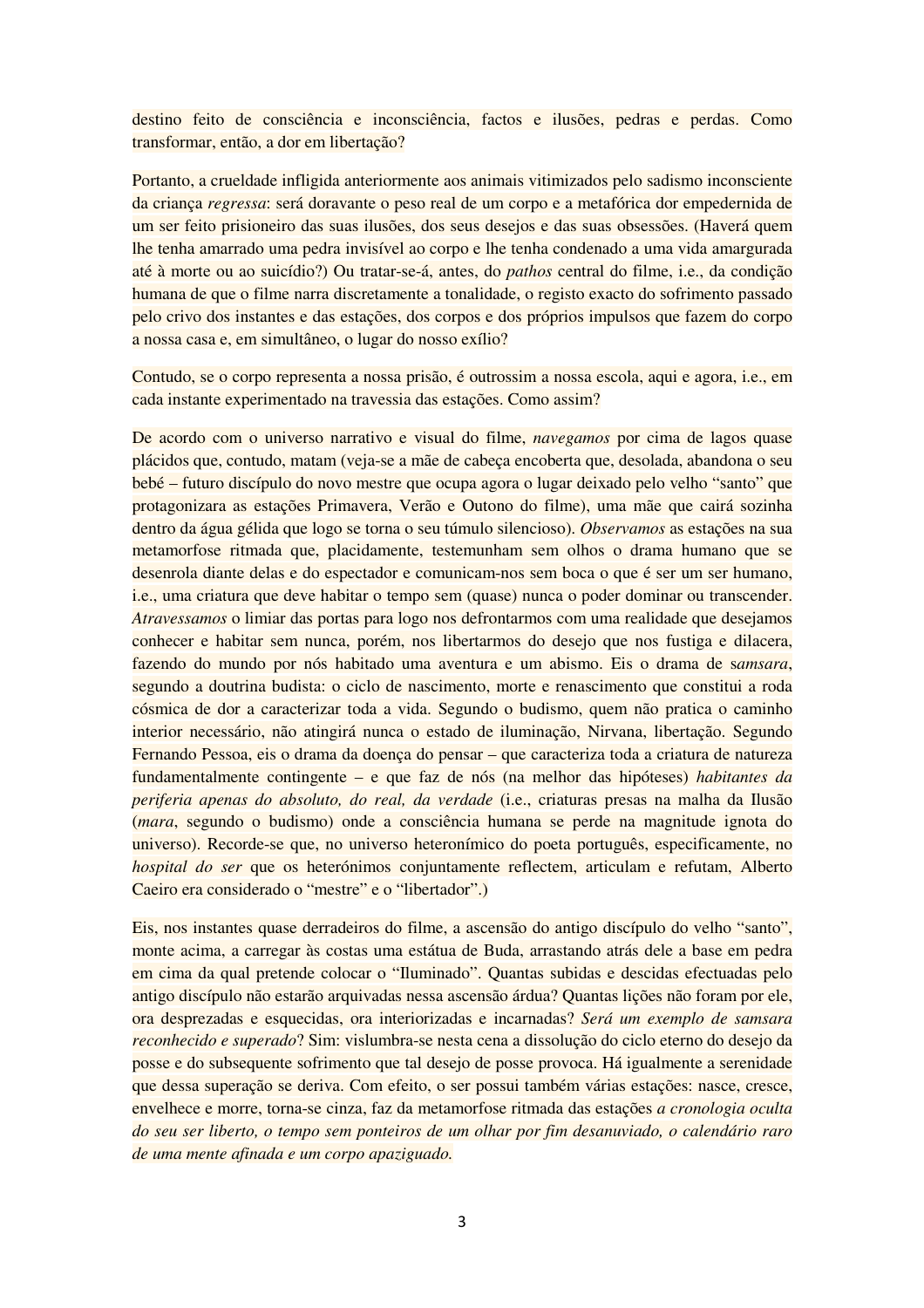destino feito de consciência e inconsciência, factos e ilusões, pedras e perdas. Como transformar, então, a dor em libertação?

Portanto, a crueldade infligida anteriormente aos animais vitimizados pelo sadismo inconsciente da criança *regressa*: será doravante o peso real de um corpo e a metafórica dor empedernida de um ser feito prisioneiro das suas ilusões, dos seus desejos e das suas obsessões. (Haverá quem lhe tenha amarrado uma pedra invisível ao corpo e lhe tenha condenado a uma vida amargurada até à morte ou ao suicídio?) Ou tratar-se-á, antes, do *pathos* central do filme, i.e., da condição humana de que o filme narra discretamente a tonalidade, o registo exacto do sofrimento passado pelo crivo dos instantes e das estações, dos corpos e dos próprios impulsos que fazem do corpo a nossa casa e, em simultâneo, o lugar do nosso exílio?

Contudo, se o corpo representa a nossa prisão, é outrossim a nossa escola, aqui e agora, i.e., em cada instante experimentado na travessia das estações. Como assim?

De acordo com o universo narrativo e visual do filme, *navegamos* por cima de lagos quase plácidos que, contudo, matam (veja-se a mãe de cabeça encoberta que, desolada, abandona o seu bebé – futuro discípulo do novo mestre que ocupa agora o lugar deixado pelo velho "santo" que protagonizara as estações Primavera, Verão e Outono do filme), uma mãe que cairá sozinha dentro da água gélida que logo se torna o seu túmulo silencioso). *Observamos* as estações na sua metamorfose ritmada que, placidamente, testemunham sem olhos o drama humano que se desenrola diante delas e do espectador e comunicam-nos sem boca o que é ser um ser humano, i.e., uma criatura que deve habitar o tempo sem (quase) nunca o poder dominar ou transcender. *Atravessamos* o limiar das portas para logo nos defrontarmos com uma realidade que desejamos conhecer e habitar sem nunca, porém, nos libertarmos do desejo que nos fustiga e dilacera, fazendo do mundo por nós habitado uma aventura e um abismo. Eis o drama de s*amsara*, segundo a doutrina budista: o ciclo de nascimento, morte e renascimento que constitui a roda cósmica de dor a caracterizar toda a vida. Segundo o budismo, quem não pratica o caminho interior necessário, não atingirá nunca o estado de iluminação, Nirvana, libertação. Segundo Fernando Pessoa, eis o drama da doença do pensar – que caracteriza toda a criatura de natureza fundamentalmente contingente – e que faz de nós (na melhor das hipóteses) *habitantes da periferia apenas do absoluto, do real, da verdade* (i.e., criaturas presas na malha da Ilusão (*mara*, segundo o budismo) onde a consciência humana se perde na magnitude ignota do universo). Recorde-se que, no universo heteronímico do poeta português, especificamente, no *hospital do ser* que os heterónimos conjuntamente reflectem, articulam e refutam, Alberto Caeiro era considerado o "mestre" e o "libertador".)

Eis, nos instantes quase derradeiros do filme, a ascensão do antigo discípulo do velho "santo", monte acima, a carregar às costas uma estátua de Buda, arrastando atrás dele a base em pedra em cima da qual pretende colocar o "Iluminado". Quantas subidas e descidas efectuadas pelo antigo discípulo não estarão arquivadas nessa ascensão árdua? Quantas lições não foram por ele, ora desprezadas e esquecidas, ora interiorizadas e incarnadas? *Será um exemplo de samsara reconhecido e superado*? Sim: vislumbra-se nesta cena a dissolução do ciclo eterno do desejo da posse e do subsequente sofrimento que tal desejo de posse provoca. Há igualmente a serenidade que dessa superação se deriva. Com efeito, o ser possui também várias estações: nasce, cresce, envelhece e morre, torna-se cinza, faz da metamorfose ritmada das estações *a cronologia oculta do seu ser liberto, o tempo sem ponteiros de um olhar por fim desanuviado, o calendário raro de uma mente afinada e um corpo apaziguado.*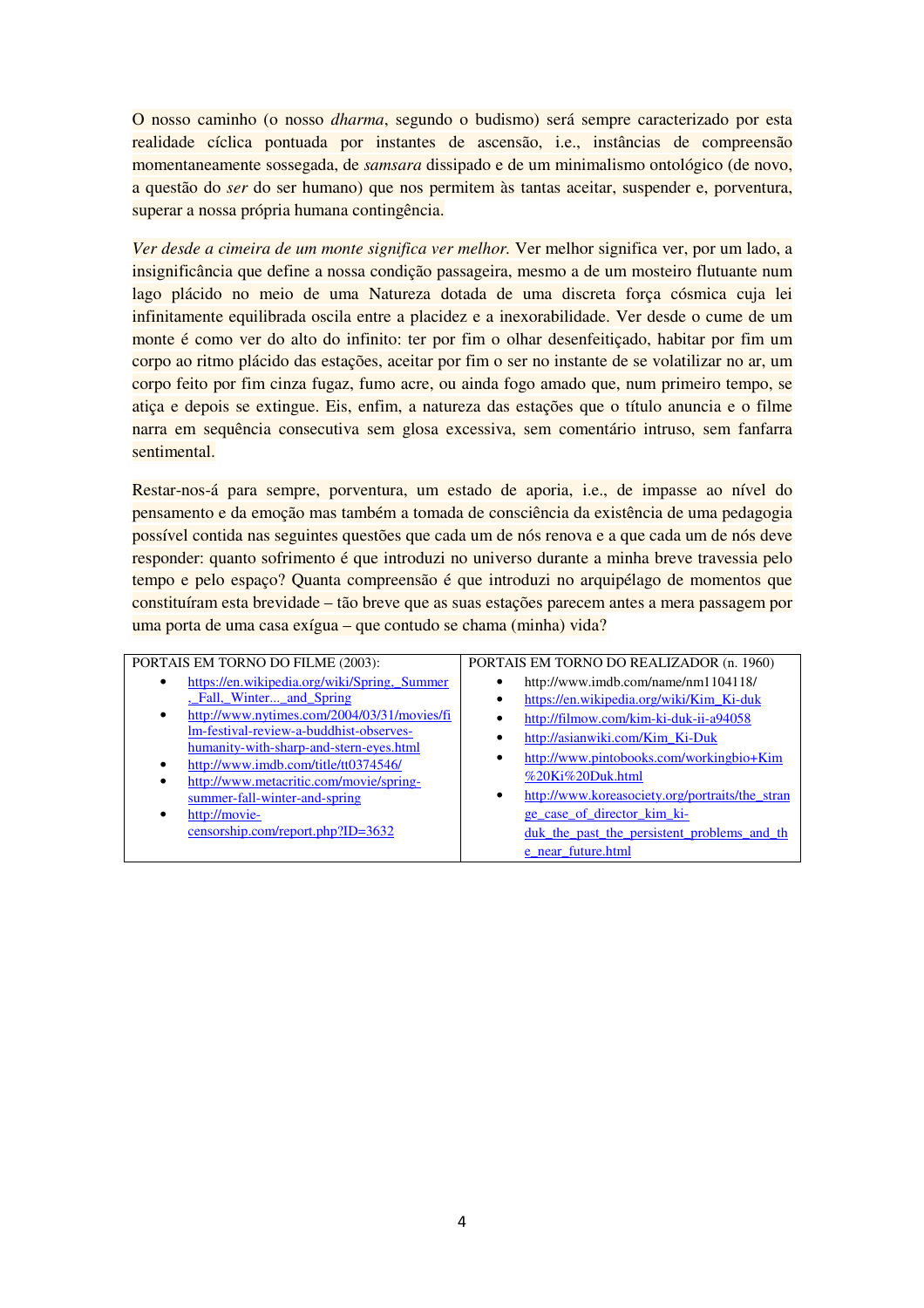O nosso caminho (o nosso *dharma*, segundo o budismo) será sempre caracterizado por esta realidade cíclica pontuada por instantes de ascensão, i.e., instâncias de compreensão momentaneamente sossegada, de *samsara* dissipado e de um minimalismo ontológico (de novo, a questão do *ser* do ser humano) que nos permitem às tantas aceitar, suspender e, porventura, superar a nossa própria humana contingência.

*Ver desde a cimeira de um monte significa ver melhor.* Ver melhor significa ver, por um lado, a insignificância que define a nossa condição passageira, mesmo a de um mosteiro flutuante num lago plácido no meio de uma Natureza dotada de uma discreta força cósmica cuja lei infinitamente equilibrada oscila entre a placidez e a inexorabilidade. Ver desde o cume de um monte é como ver do alto do infinito: ter por fim o olhar desenfeitiçado, habitar por fim um corpo ao ritmo plácido das estações, aceitar por fim o ser no instante de se volatilizar no ar, um corpo feito por fim cinza fugaz, fumo acre, ou ainda fogo amado que, num primeiro tempo, se atiça e depois se extingue. Eis, enfim, a natureza das estações que o título anuncia e o filme narra em sequência consecutiva sem glosa excessiva, sem comentário intruso, sem fanfarra sentimental.

Restar-nos-á para sempre, porventura, um estado de aporia, i.e., de impasse ao nível do pensamento e da emoção mas também a tomada de consciência da existência de uma pedagogia possível contida nas seguintes questões que cada um de nós renova e a que cada um de nós deve responder: quanto sofrimento é que introduzi no universo durante a minha breve travessia pelo tempo e pelo espaço? Quanta compreensão é que introduzi no arquipélago de momentos que constituíram esta brevidade – tão breve que as suas estações parecem antes a mera passagem por uma porta de uma casa exígua – que contudo se chama (minha) vida?

| PORTAIS EM TORNO DO FILME (2003): | PORTAIS EM TORNO DO REALIZADOR (n. 1960) |
| --- | --- |
| • https://en.wikipedia.org/wiki/Spring,_Summer,_Fall,_Winter..._and_Spring<br>• http://www.nytimes.com/2004/03/31/movies/film-festival-review-a-buddhist-observes-humanity-with-sharp-and-stern-eyes.html<br>• http://www.imdb.com/title/tt0374546/<br>• http://www.metacritic.com/movie/spring-summer-fall-winter-and-spring<br>• http://movie-censorship.com/report.php?ID=3632 | • http://www.imdb.com/name/nm1104118/<br>• https://en.wikipedia.org/wiki/Kim_Ki-duk<br>• http://filmow.com/kim-ki-duk-ii-a94058<br>• http://asianwiki.com/Kim_Ki-Duk<br>• http://www.pintobooks.com/workingbio+Kim%20Ki%20Duk.html<br>• http://www.koreasociety.org/portraits/the_strange_case_of_director_kim_ki-duk_the_past_the_persistent_problems_and_the_near_future.html |